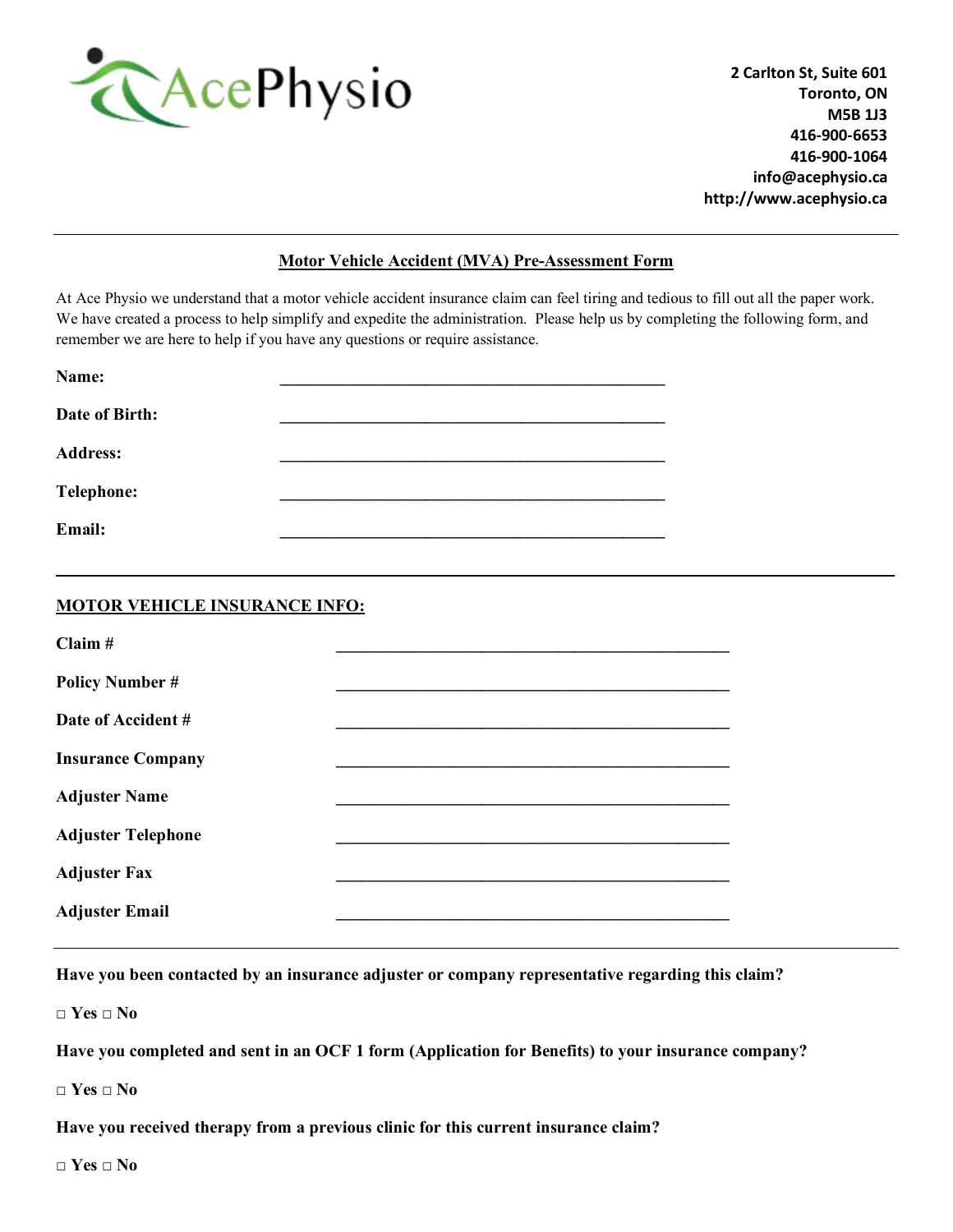AcePhysio

2 Carlton St, Suite 601
Toronto, ON
M5B 1J3
416-900-6653
416-900-1064
info@acephysio.ca
http://www.acephysio.ca

---

## Motor Vehicle Accident (MVA) Pre-Assessment Form

At Ace Physio we understand that a motor vehicle accident insurance claim can feel tiring and tedious to fill out all the paper work. We have created a process to help simplify and expedite the administration. Please help us by completing the following form, and remember we are here to help if you have any questions or require assistance.

**Name:** ______________________________________________

**Date of Birth:** ______________________________________________

**Address:** ______________________________________________

**Telephone:** ______________________________________________

**Email:** ______________________________________________

---

### MOTOR VEHICLE INSURANCE INFO:

**Claim #** ______________________________________________

**Policy Number #** ______________________________________________

**Date of Accident #** ______________________________________________

**Insurance Company** ______________________________________________

**Adjuster Name** ______________________________________________

**Adjuster Telephone** ______________________________________________

**Adjuster Fax** ______________________________________________

**Adjuster Email** ______________________________________________

---

**Have you been contacted by an insurance adjuster or company representative regarding this claim?**

□ Yes □ No

**Have you completed and sent in an OCF 1 form (Application for Benefits) to your insurance company?**

□ Yes □ No

**Have you received therapy from a previous clinic for this current insurance claim?**

□ Yes □ No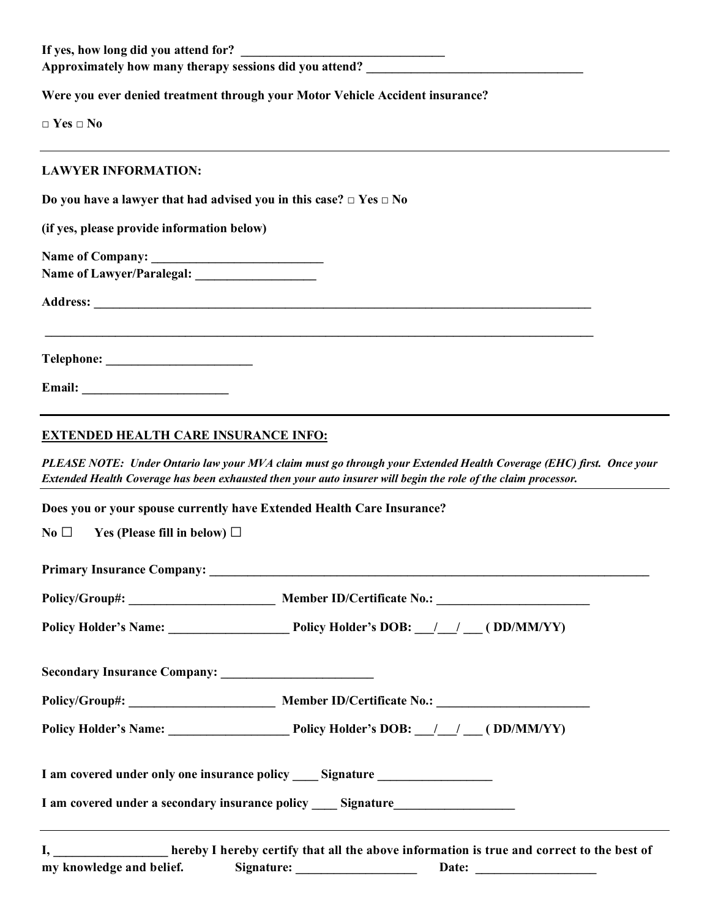**If yes, how long did you attend for? ________________________________**
**Approximately how many therapy sessions did you attend? __________________________________**

**Were you ever denied treatment through your Motor Vehicle Accident insurance?**

**□ Yes □ No**

---

**LAWYER INFORMATION:**

**Do you have a lawyer that had advised you in this case? □ Yes □ No**

**(if yes, please provide information below)**

**Name of Company: ___________________________**
**Name of Lawyer/Paralegal: ___________________**

**Address: ________________________________________________________________________________**

**________________________________________________________________________________**

**Telephone: _______________________**

**Email: _______________________**

---

**EXTENDED HEALTH CARE INSURANCE INFO:**

***PLEASE NOTE: Under Ontario law your MVA claim must go through your Extended Health Coverage (EHC) first. Once your Extended Health Coverage has been exhausted then your auto insurer will begin the role of the claim processor.***

---

**Does you or your spouse currently have Extended Health Care Insurance?**

**No ☐ Yes (Please fill in below) ☐**

**Primary Insurance Company: ________________________________________________________________________**

**Policy/Group#: _______________________ Member ID/Certificate No.: ________________________**

**Policy Holder's Name: ___________________ Policy Holder's DOB: ___/___/ ___ ( DD/MM/YY)**

**Secondary Insurance Company: ________________________**

**Policy/Group#: _______________________ Member ID/Certificate No.: ________________________**

**Policy Holder's Name: ___________________ Policy Holder's DOB: ___/___/ ___ ( DD/MM/YY)**

**I am covered under only one insurance policy ____ Signature __________________**

**I am covered under a secondary insurance policy ____ Signature___________________**

---

**I, __________________ hereby I hereby certify that all the above information is true and correct to the best of my knowledge and belief. Signature: ___________________ Date: ___________________**